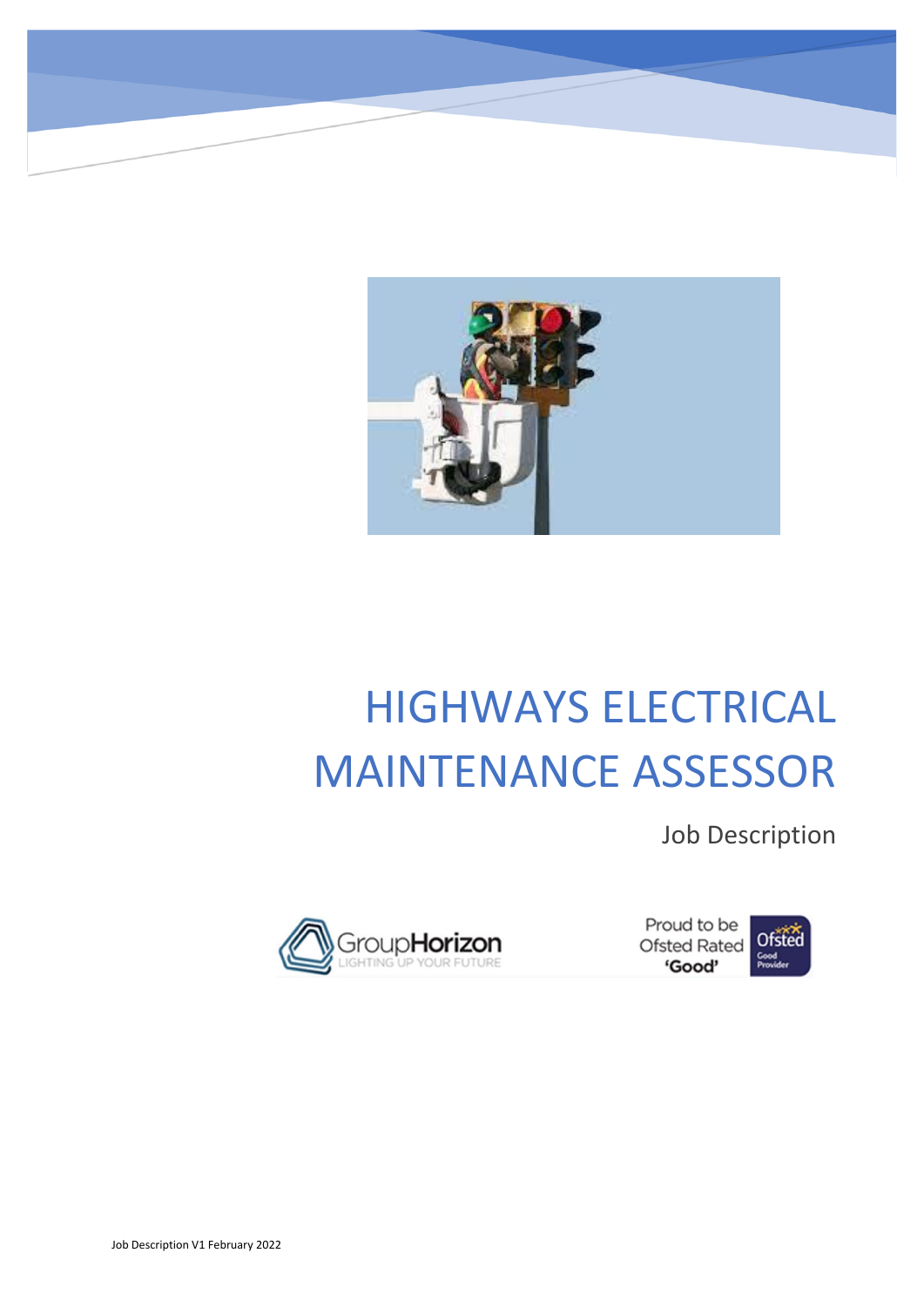# HIGHWAYS ELECTRICAL MAINTENANCE ASSESSOR

Job Description

GroupHorizon
LIGHTING UP YOUR FUTURE

Proud to be Ofsted Rated 'Good'

Job Description V1 February 2022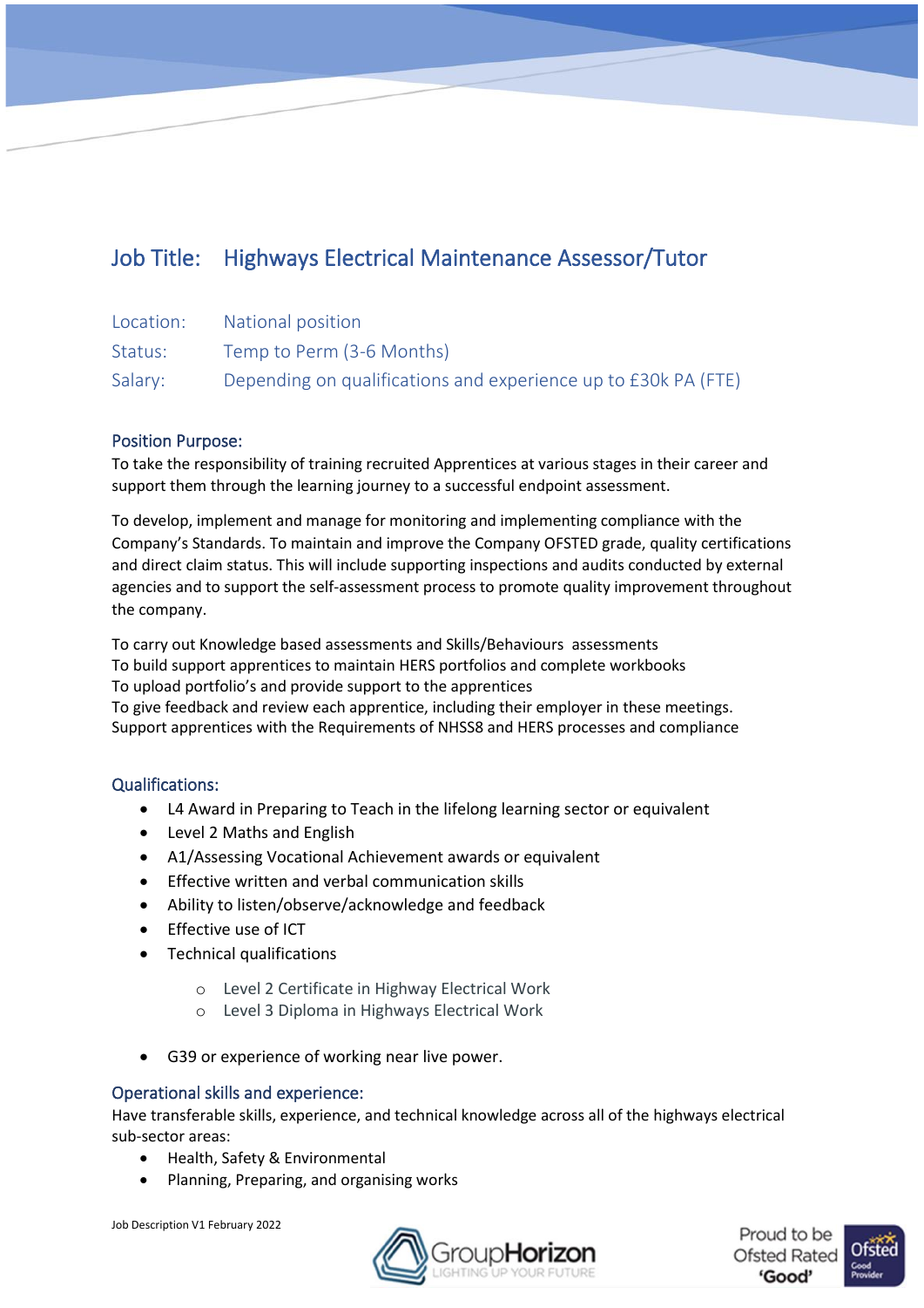# Job Title: Highways Electrical Maintenance Assessor/Tutor

Location: National position

Status: Temp to Perm (3-6 Months)

Salary: Depending on qualifications and experience up to £30k PA (FTE)

## Position Purpose:

To take the responsibility of training recruited Apprentices at various stages in their career and support them through the learning journey to a successful endpoint assessment.

To develop, implement and manage for monitoring and implementing compliance with the Company's Standards. To maintain and improve the Company OFSTED grade, quality certifications and direct claim status. This will include supporting inspections and audits conducted by external agencies and to support the self-assessment process to promote quality improvement throughout the company.

To carry out Knowledge based assessments and Skills/Behaviours assessments
To build support apprentices to maintain HERS portfolios and complete workbooks
To upload portfolio's and provide support to the apprentices
To give feedback and review each apprentice, including their employer in these meetings.
Support apprentices with the Requirements of NHSS8 and HERS processes and compliance

## Qualifications:

- L4 Award in Preparing to Teach in the lifelong learning sector or equivalent
- Level 2 Maths and English
- A1/Assessing Vocational Achievement awards or equivalent
- Effective written and verbal communication skills
- Ability to listen/observe/acknowledge and feedback
- Effective use of ICT
- Technical qualifications
  - Level 2 Certificate in Highway Electrical Work
  - Level 3 Diploma in Highways Electrical Work
- G39 or experience of working near live power.

## Operational skills and experience:

Have transferable skills, experience, and technical knowledge across all of the highways electrical sub-sector areas:

- Health, Safety & Environmental
- Planning, Preparing, and organising works

Job Description V1 February 2022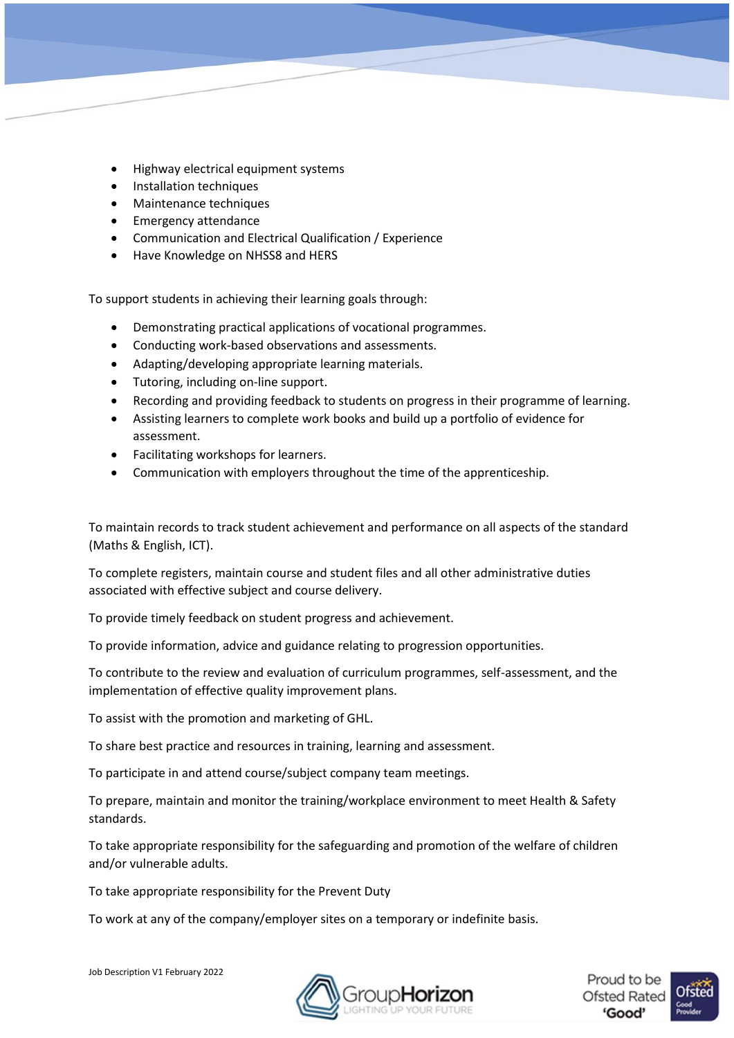- Highway electrical equipment systems
- Installation techniques
- Maintenance techniques
- Emergency attendance
- Communication and Electrical Qualification / Experience
- Have Knowledge on NHSS8 and HERS

To support students in achieving their learning goals through:

- Demonstrating practical applications of vocational programmes.
- Conducting work-based observations and assessments.
- Adapting/developing appropriate learning materials.
- Tutoring, including on-line support.
- Recording and providing feedback to students on progress in their programme of learning.
- Assisting learners to complete work books and build up a portfolio of evidence for assessment.
- Facilitating workshops for learners.
- Communication with employers throughout the time of the apprenticeship.

To maintain records to track student achievement and performance on all aspects of the standard (Maths & English, ICT).

To complete registers, maintain course and student files and all other administrative duties associated with effective subject and course delivery.

To provide timely feedback on student progress and achievement.

To provide information, advice and guidance relating to progression opportunities.

To contribute to the review and evaluation of curriculum programmes, self-assessment, and the implementation of effective quality improvement plans.

To assist with the promotion and marketing of GHL.

To share best practice and resources in training, learning and assessment.

To participate in and attend course/subject company team meetings.

To prepare, maintain and monitor the training/workplace environment to meet Health & Safety standards.

To take appropriate responsibility for the safeguarding and promotion of the welfare of children and/or vulnerable adults.

To take appropriate responsibility for the Prevent Duty

To work at any of the company/employer sites on a temporary or indefinite basis.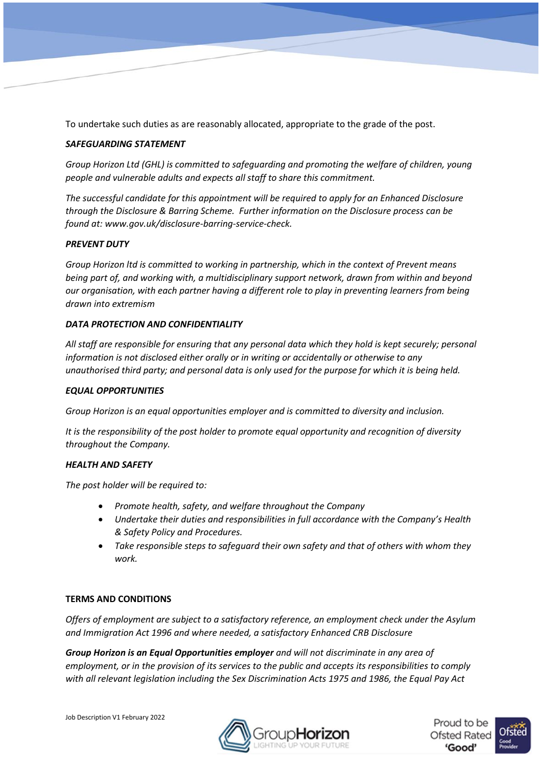To undertake such duties as are reasonably allocated, appropriate to the grade of the post.

***SAFEGUARDING STATEMENT***

*Group Horizon Ltd (GHL) is committed to safeguarding and promoting the welfare of children, young people and vulnerable adults and expects all staff to share this commitment.*

*The successful candidate for this appointment will be required to apply for an Enhanced Disclosure through the Disclosure & Barring Scheme. Further information on the Disclosure process can be found at: www.gov.uk/disclosure-barring-service-check.*

***PREVENT DUTY***

*Group Horizon ltd is committed to working in partnership, which in the context of Prevent means being part of, and working with, a multidisciplinary support network, drawn from within and beyond our organisation, with each partner having a different role to play in preventing learners from being drawn into extremism*

***DATA PROTECTION AND CONFIDENTIALITY***

*All staff are responsible for ensuring that any personal data which they hold is kept securely; personal information is not disclosed either orally or in writing or accidentally or otherwise to any unauthorised third party; and personal data is only used for the purpose for which it is being held.*

***EQUAL OPPORTUNITIES***

*Group Horizon is an equal opportunities employer and is committed to diversity and inclusion.*

*It is the responsibility of the post holder to promote equal opportunity and recognition of diversity throughout the Company.*

***HEALTH AND SAFETY***

*The post holder will be required to:*

- *Promote health, safety, and welfare throughout the Company*
- *Undertake their duties and responsibilities in full accordance with the Company's Health & Safety Policy and Procedures.*
- *Take responsible steps to safeguard their own safety and that of others with whom they work.*

**TERMS AND CONDITIONS**

*Offers of employment are subject to a satisfactory reference, an employment check under the Asylum and Immigration Act 1996 and where needed, a satisfactory Enhanced CRB Disclosure*

***Group Horizon is an Equal Opportunities employer*** *and will not discriminate in any area of employment, or in the provision of its services to the public and accepts its responsibilities to comply with all relevant legislation including the Sex Discrimination Acts 1975 and 1986, the Equal Pay Act*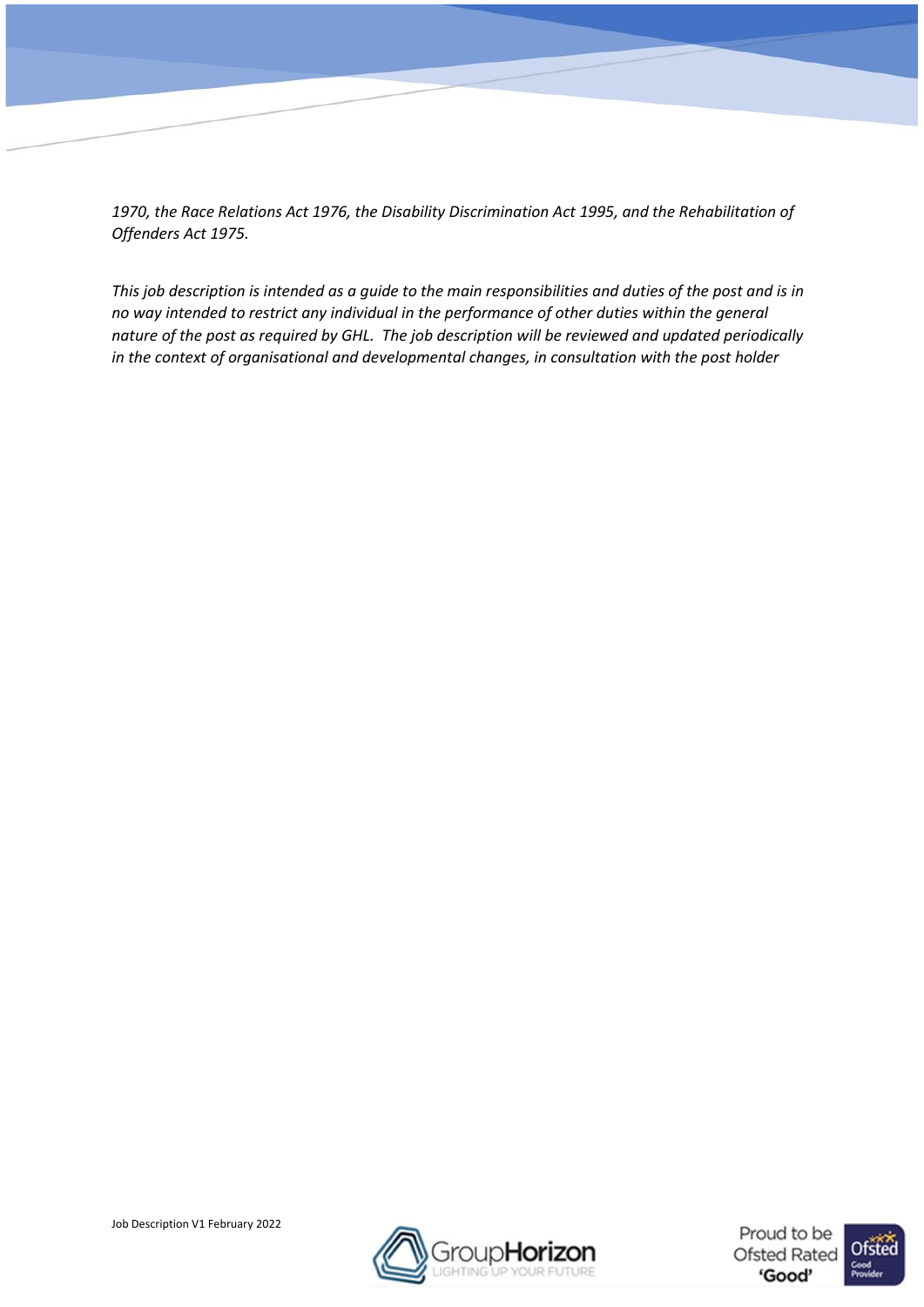*1970, the Race Relations Act 1976, the Disability Discrimination Act 1995, and the Rehabilitation of Offenders Act 1975.*

*This job description is intended as a guide to the main responsibilities and duties of the post and is in no way intended to restrict any individual in the performance of other duties within the general nature of the post as required by GHL. The job description will be reviewed and updated periodically in the context of organisational and developmental changes, in consultation with the post holder*